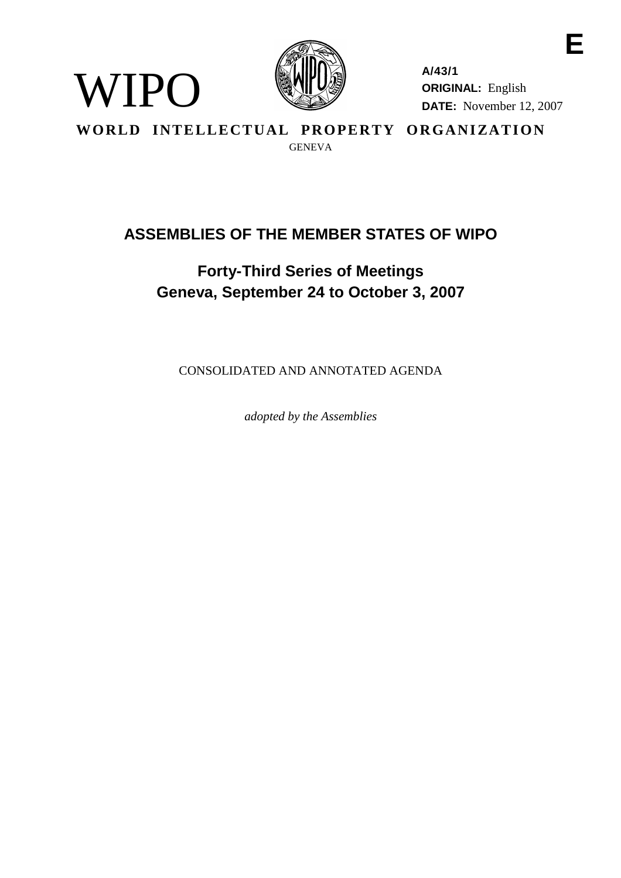E

WIPO

A/43/1
**ORIGINAL:** English
**DATE:** November 12, 2007

**WORLD INTELLECTUAL PROPERTY ORGANIZATION**
GENEVA

# ASSEMBLIES OF THE MEMBER STATES OF WIPO

## Forty-Third Series of Meetings
## Geneva, September 24 to October 3, 2007

CONSOLIDATED AND ANNOTATED AGENDA

*adopted by the Assemblies*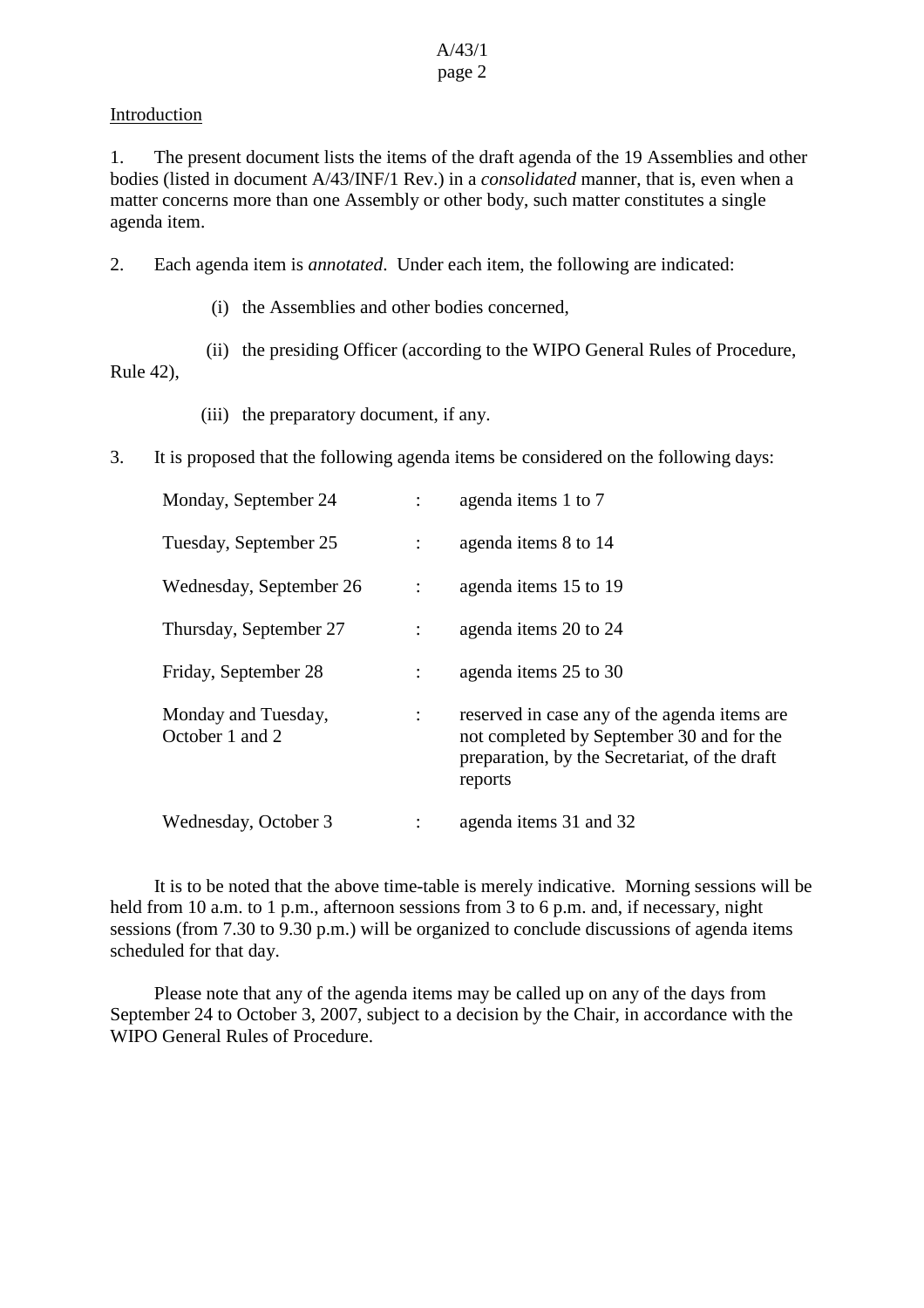Introduction

1. The present document lists the items of the draft agenda of the 19 Assemblies and other bodies (listed in document A/43/INF/1 Rev.) in a *consolidated* manner, that is, even when a matter concerns more than one Assembly or other body, such matter constitutes a single agenda item.

2. Each agenda item is *annotated*. Under each item, the following are indicated:

(i) the Assemblies and other bodies concerned,

(ii) the presiding Officer (according to the WIPO General Rules of Procedure, Rule 42),

(iii) the preparatory document, if any.

3. It is proposed that the following agenda items be considered on the following days:

| | | |
|---|---|---|
| Monday, September 24 | : | agenda items 1 to 7 |
| Tuesday, September 25 | : | agenda items 8 to 14 |
| Wednesday, September 26 | : | agenda items 15 to 19 |
| Thursday, September 27 | : | agenda items 20 to 24 |
| Friday, September 28 | : | agenda items 25 to 30 |
| Monday and Tuesday, October 1 and 2 | : | reserved in case any of the agenda items are not completed by September 30 and for the preparation, by the Secretariat, of the draft reports |
| Wednesday, October 3 | : | agenda items 31 and 32 |

It is to be noted that the above time-table is merely indicative. Morning sessions will be held from 10 a.m. to 1 p.m., afternoon sessions from 3 to 6 p.m. and, if necessary, night sessions (from 7.30 to 9.30 p.m.) will be organized to conclude discussions of agenda items scheduled for that day.

Please note that any of the agenda items may be called up on any of the days from September 24 to October 3, 2007, subject to a decision by the Chair, in accordance with the WIPO General Rules of Procedure.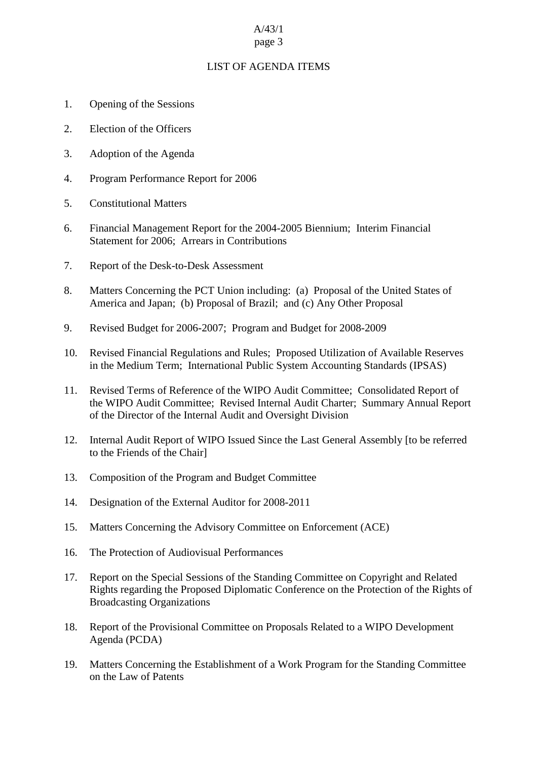# LIST OF AGENDA ITEMS

1. Opening of the Sessions

2. Election of the Officers

3. Adoption of the Agenda

4. Program Performance Report for 2006

5. Constitutional Matters

6. Financial Management Report for the 2004-2005 Biennium; Interim Financial Statement for 2006; Arrears in Contributions

7. Report of the Desk-to-Desk Assessment

8. Matters Concerning the PCT Union including: (a) Proposal of the United States of America and Japan; (b) Proposal of Brazil; and (c) Any Other Proposal

9. Revised Budget for 2006-2007; Program and Budget for 2008-2009

10. Revised Financial Regulations and Rules; Proposed Utilization of Available Reserves in the Medium Term; International Public System Accounting Standards (IPSAS)

11. Revised Terms of Reference of the WIPO Audit Committee; Consolidated Report of the WIPO Audit Committee; Revised Internal Audit Charter; Summary Annual Report of the Director of the Internal Audit and Oversight Division

12. Internal Audit Report of WIPO Issued Since the Last General Assembly [to be referred to the Friends of the Chair]

13. Composition of the Program and Budget Committee

14. Designation of the External Auditor for 2008-2011

15. Matters Concerning the Advisory Committee on Enforcement (ACE)

16. The Protection of Audiovisual Performances

17. Report on the Special Sessions of the Standing Committee on Copyright and Related Rights regarding the Proposed Diplomatic Conference on the Protection of the Rights of Broadcasting Organizations

18. Report of the Provisional Committee on Proposals Related to a WIPO Development Agenda (PCDA)

19. Matters Concerning the Establishment of a Work Program for the Standing Committee on the Law of Patents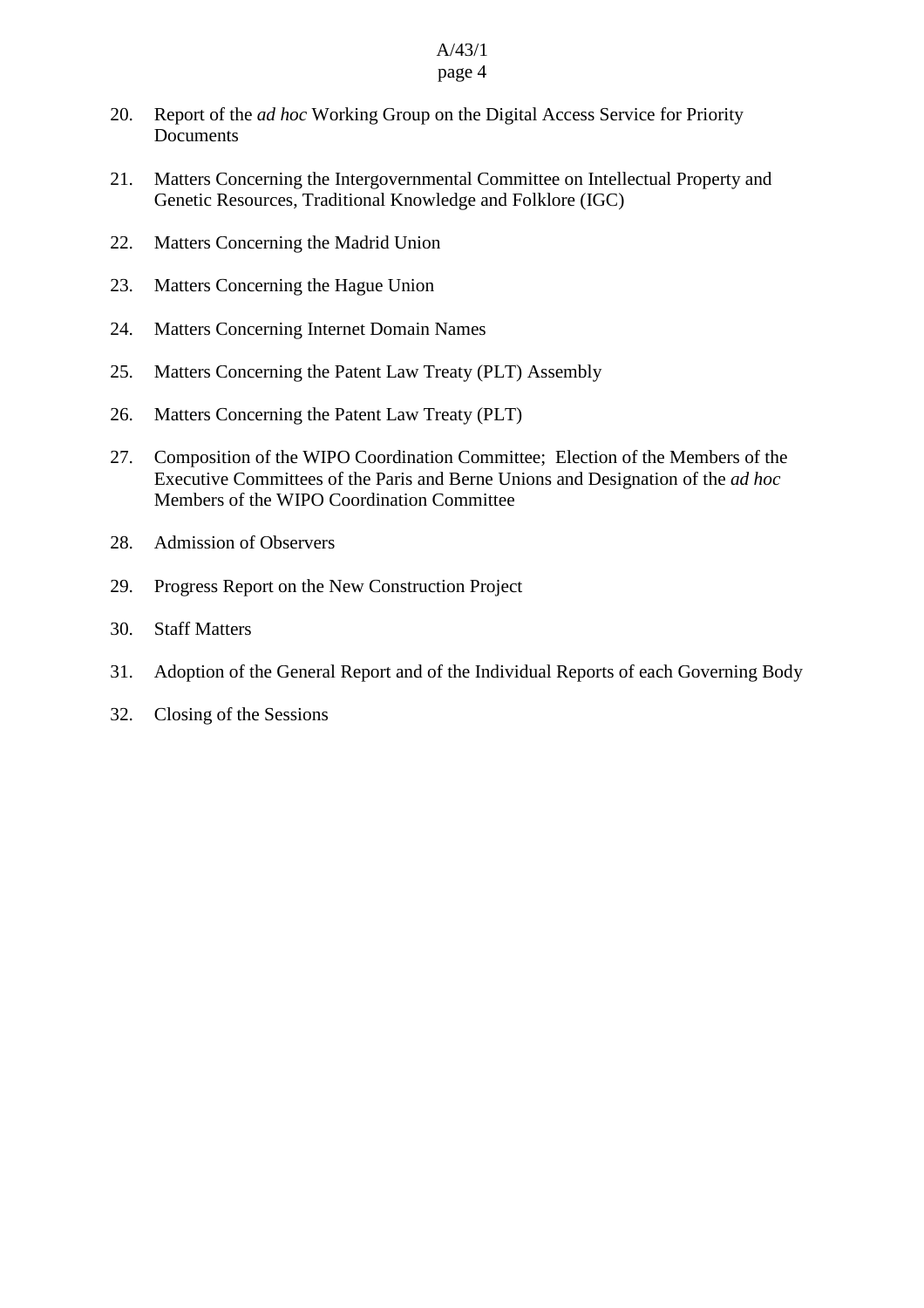20. Report of the *ad hoc* Working Group on the Digital Access Service for Priority Documents

21. Matters Concerning the Intergovernmental Committee on Intellectual Property and Genetic Resources, Traditional Knowledge and Folklore (IGC)

22. Matters Concerning the Madrid Union

23. Matters Concerning the Hague Union

24. Matters Concerning Internet Domain Names

25. Matters Concerning the Patent Law Treaty (PLT) Assembly

26. Matters Concerning the Patent Law Treaty (PLT)

27. Composition of the WIPO Coordination Committee; Election of the Members of the Executive Committees of the Paris and Berne Unions and Designation of the *ad hoc* Members of the WIPO Coordination Committee

28. Admission of Observers

29. Progress Report on the New Construction Project

30. Staff Matters

31. Adoption of the General Report and of the Individual Reports of each Governing Body

32. Closing of the Sessions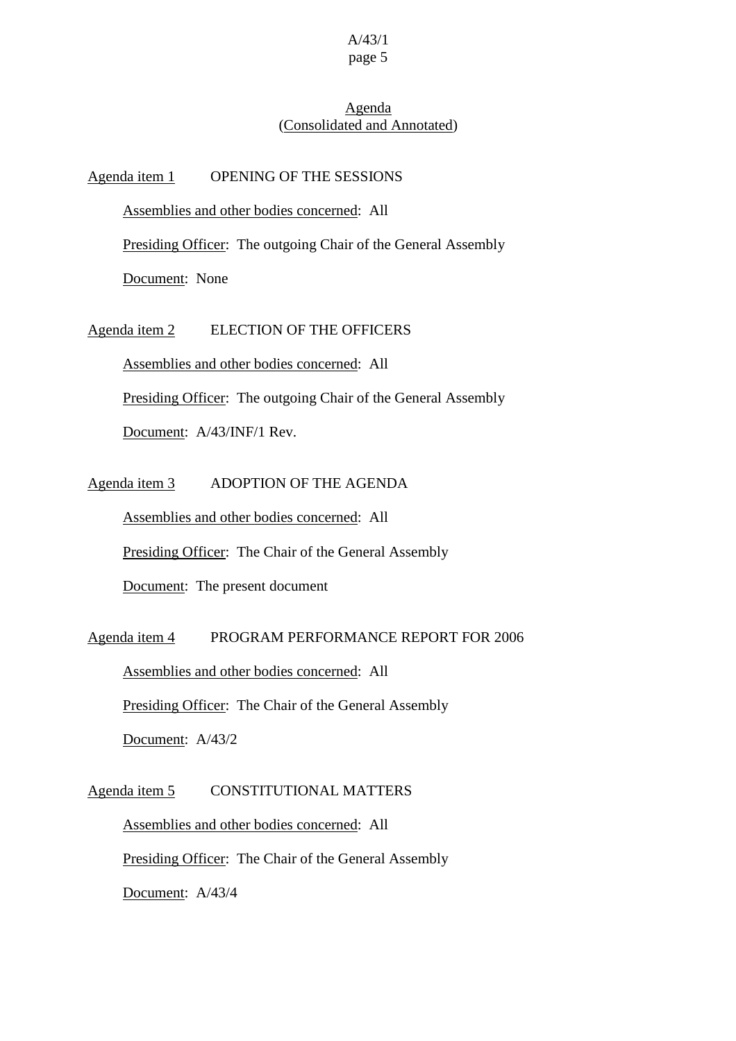## Agenda
## (Consolidated and Annotated)

**Agenda item 1** OPENING OF THE SESSIONS

Assemblies and other bodies concerned: All

Presiding Officer: The outgoing Chair of the General Assembly

Document: None

**Agenda item 2** ELECTION OF THE OFFICERS

Assemblies and other bodies concerned: All

Presiding Officer: The outgoing Chair of the General Assembly

Document: A/43/INF/1 Rev.

**Agenda item 3** ADOPTION OF THE AGENDA

Assemblies and other bodies concerned: All

Presiding Officer: The Chair of the General Assembly

Document: The present document

**Agenda item 4** PROGRAM PERFORMANCE REPORT FOR 2006

Assemblies and other bodies concerned: All

Presiding Officer: The Chair of the General Assembly

Document: A/43/2

**Agenda item 5** CONSTITUTIONAL MATTERS

Assemblies and other bodies concerned: All

Presiding Officer: The Chair of the General Assembly

Document: A/43/4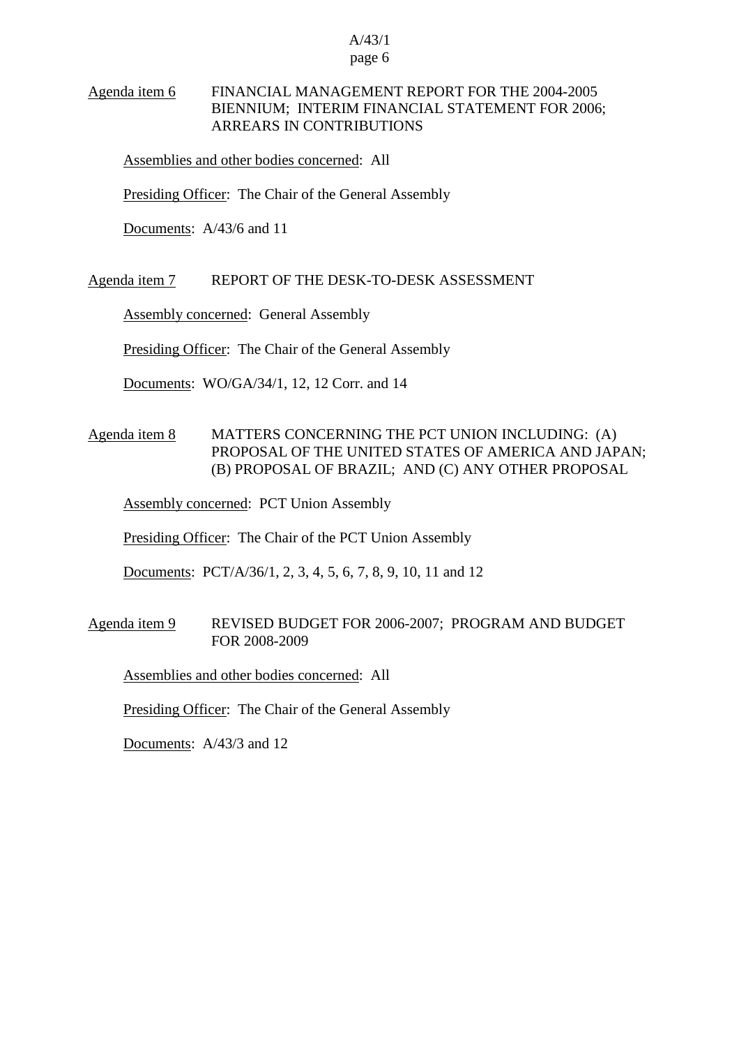Agenda item 6 FINANCIAL MANAGEMENT REPORT FOR THE 2004-2005 BIENNIUM; INTERIM FINANCIAL STATEMENT FOR 2006; ARREARS IN CONTRIBUTIONS

Assemblies and other bodies concerned: All

Presiding Officer: The Chair of the General Assembly

Documents: A/43/6 and 11

Agenda item 7 REPORT OF THE DESK-TO-DESK ASSESSMENT

Assembly concerned: General Assembly

Presiding Officer: The Chair of the General Assembly

Documents: WO/GA/34/1, 12, 12 Corr. and 14

Agenda item 8 MATTERS CONCERNING THE PCT UNION INCLUDING: (A) PROPOSAL OF THE UNITED STATES OF AMERICA AND JAPAN; (B) PROPOSAL OF BRAZIL; AND (C) ANY OTHER PROPOSAL

Assembly concerned: PCT Union Assembly

Presiding Officer: The Chair of the PCT Union Assembly

Documents: PCT/A/36/1, 2, 3, 4, 5, 6, 7, 8, 9, 10, 11 and 12

Agenda item 9 REVISED BUDGET FOR 2006-2007; PROGRAM AND BUDGET FOR 2008-2009

Assemblies and other bodies concerned: All

Presiding Officer: The Chair of the General Assembly

Documents: A/43/3 and 12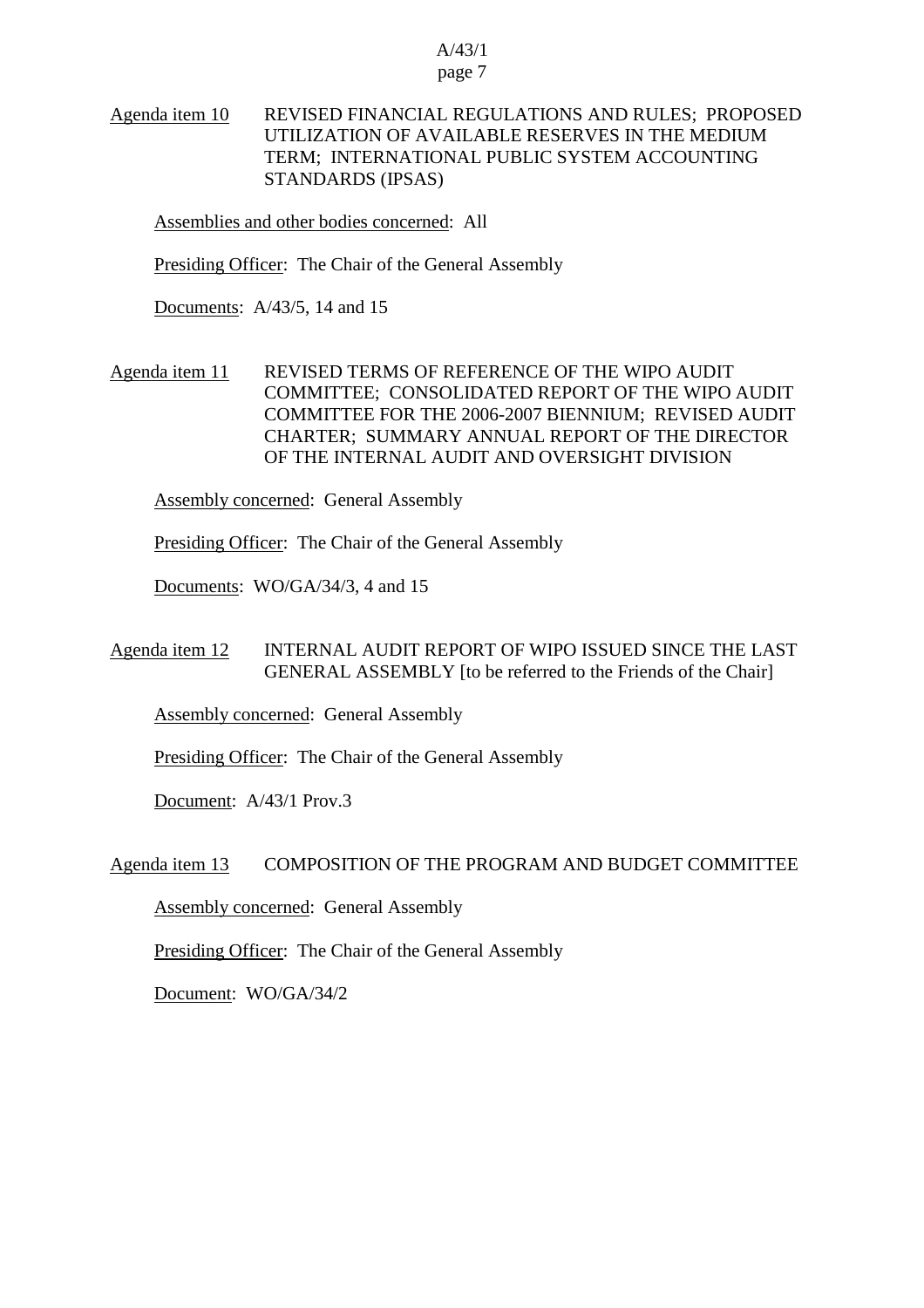Agenda item 10 REVISED FINANCIAL REGULATIONS AND RULES; PROPOSED UTILIZATION OF AVAILABLE RESERVES IN THE MEDIUM TERM; INTERNATIONAL PUBLIC SYSTEM ACCOUNTING STANDARDS (IPSAS)

Assemblies and other bodies concerned: All

Presiding Officer: The Chair of the General Assembly

Documents: A/43/5, 14 and 15

Agenda item 11 REVISED TERMS OF REFERENCE OF THE WIPO AUDIT COMMITTEE; CONSOLIDATED REPORT OF THE WIPO AUDIT COMMITTEE FOR THE 2006-2007 BIENNIUM; REVISED AUDIT CHARTER; SUMMARY ANNUAL REPORT OF THE DIRECTOR OF THE INTERNAL AUDIT AND OVERSIGHT DIVISION

Assembly concerned: General Assembly

Presiding Officer: The Chair of the General Assembly

Documents: WO/GA/34/3, 4 and 15

Agenda item 12 INTERNAL AUDIT REPORT OF WIPO ISSUED SINCE THE LAST GENERAL ASSEMBLY [to be referred to the Friends of the Chair]

Assembly concerned: General Assembly

Presiding Officer: The Chair of the General Assembly

Document: A/43/1 Prov.3

Agenda item 13 COMPOSITION OF THE PROGRAM AND BUDGET COMMITTEE

Assembly concerned: General Assembly

Presiding Officer: The Chair of the General Assembly

Document: WO/GA/34/2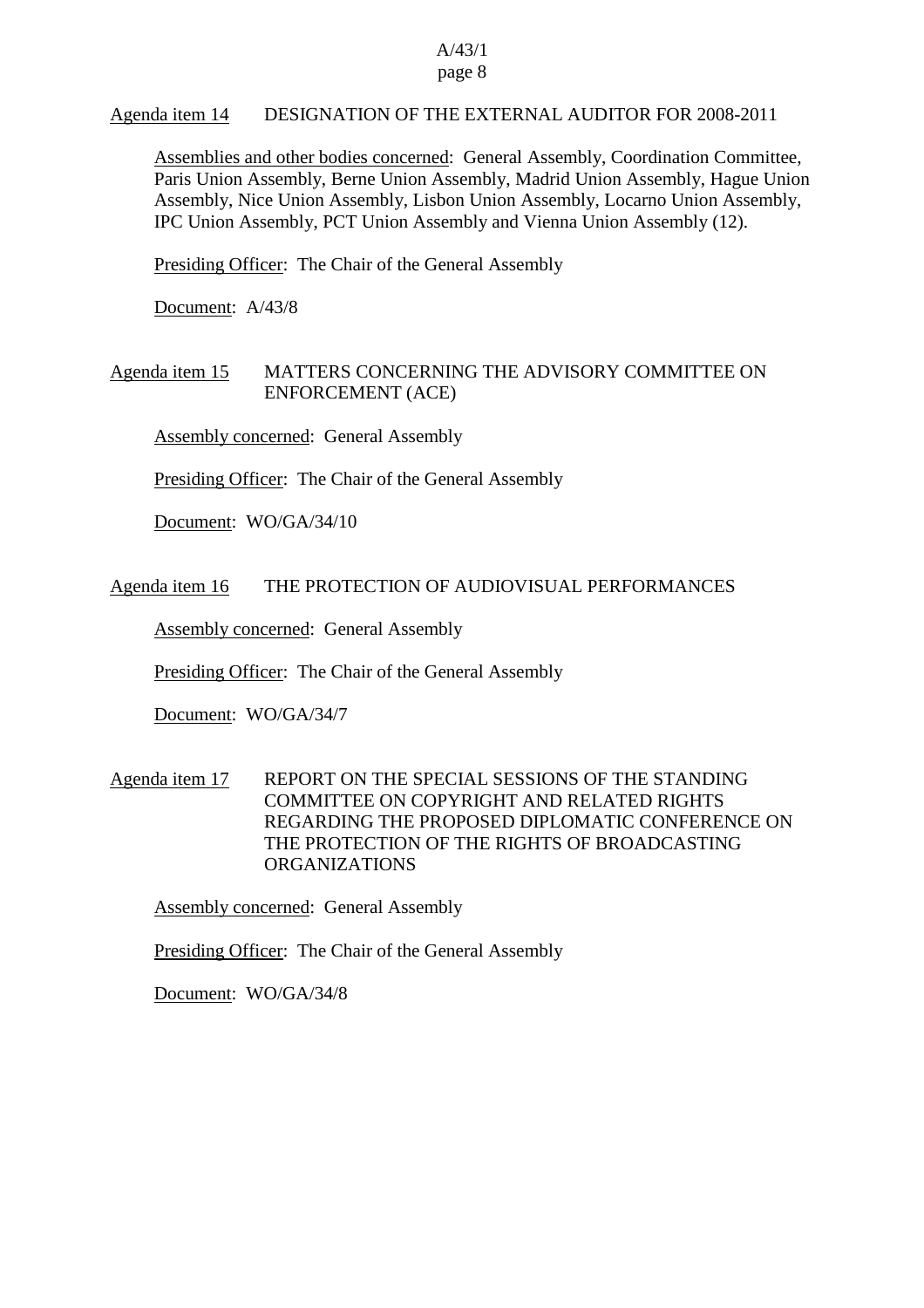Agenda item 14 DESIGNATION OF THE EXTERNAL AUDITOR FOR 2008-2011

Assemblies and other bodies concerned: General Assembly, Coordination Committee, Paris Union Assembly, Berne Union Assembly, Madrid Union Assembly, Hague Union Assembly, Nice Union Assembly, Lisbon Union Assembly, Locarno Union Assembly, IPC Union Assembly, PCT Union Assembly and Vienna Union Assembly (12).

Presiding Officer: The Chair of the General Assembly

Document: A/43/8

Agenda item 15 MATTERS CONCERNING THE ADVISORY COMMITTEE ON ENFORCEMENT (ACE)

Assembly concerned: General Assembly

Presiding Officer: The Chair of the General Assembly

Document: WO/GA/34/10

Agenda item 16 THE PROTECTION OF AUDIOVISUAL PERFORMANCES

Assembly concerned: General Assembly

Presiding Officer: The Chair of the General Assembly

Document: WO/GA/34/7

Agenda item 17 REPORT ON THE SPECIAL SESSIONS OF THE STANDING COMMITTEE ON COPYRIGHT AND RELATED RIGHTS REGARDING THE PROPOSED DIPLOMATIC CONFERENCE ON THE PROTECTION OF THE RIGHTS OF BROADCASTING ORGANIZATIONS

Assembly concerned: General Assembly

Presiding Officer: The Chair of the General Assembly

Document: WO/GA/34/8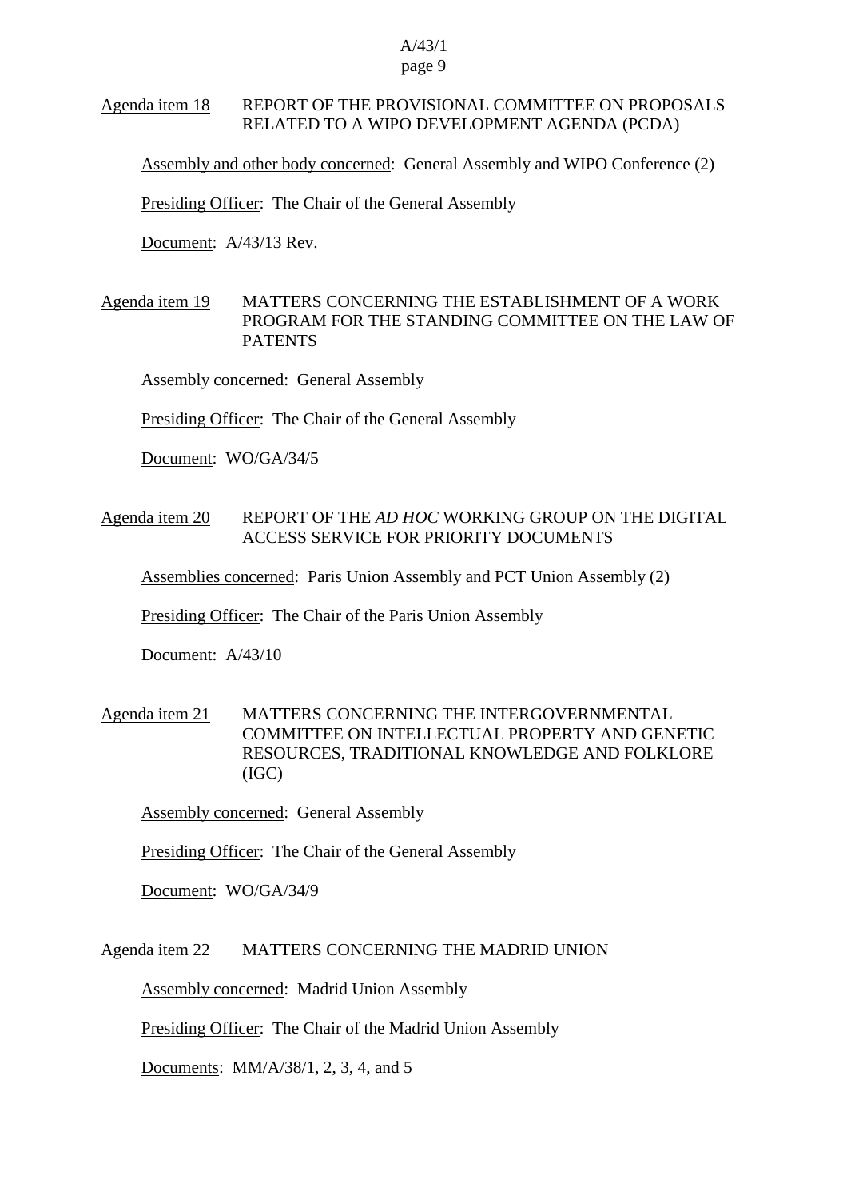Agenda item 18 REPORT OF THE PROVISIONAL COMMITTEE ON PROPOSALS RELATED TO A WIPO DEVELOPMENT AGENDA (PCDA)

Assembly and other body concerned: General Assembly and WIPO Conference (2)

Presiding Officer: The Chair of the General Assembly

Document: A/43/13 Rev.

Agenda item 19 MATTERS CONCERNING THE ESTABLISHMENT OF A WORK PROGRAM FOR THE STANDING COMMITTEE ON THE LAW OF PATENTS

Assembly concerned: General Assembly

Presiding Officer: The Chair of the General Assembly

Document: WO/GA/34/5

Agenda item 20 REPORT OF THE *AD HOC* WORKING GROUP ON THE DIGITAL ACCESS SERVICE FOR PRIORITY DOCUMENTS

Assemblies concerned: Paris Union Assembly and PCT Union Assembly (2)

Presiding Officer: The Chair of the Paris Union Assembly

Document: A/43/10

Agenda item 21 MATTERS CONCERNING THE INTERGOVERNMENTAL COMMITTEE ON INTELLECTUAL PROPERTY AND GENETIC RESOURCES, TRADITIONAL KNOWLEDGE AND FOLKLORE (IGC)

Assembly concerned: General Assembly

Presiding Officer: The Chair of the General Assembly

Document: WO/GA/34/9

Agenda item 22 MATTERS CONCERNING THE MADRID UNION

Assembly concerned: Madrid Union Assembly

Presiding Officer: The Chair of the Madrid Union Assembly

Documents: MM/A/38/1, 2, 3, 4, and 5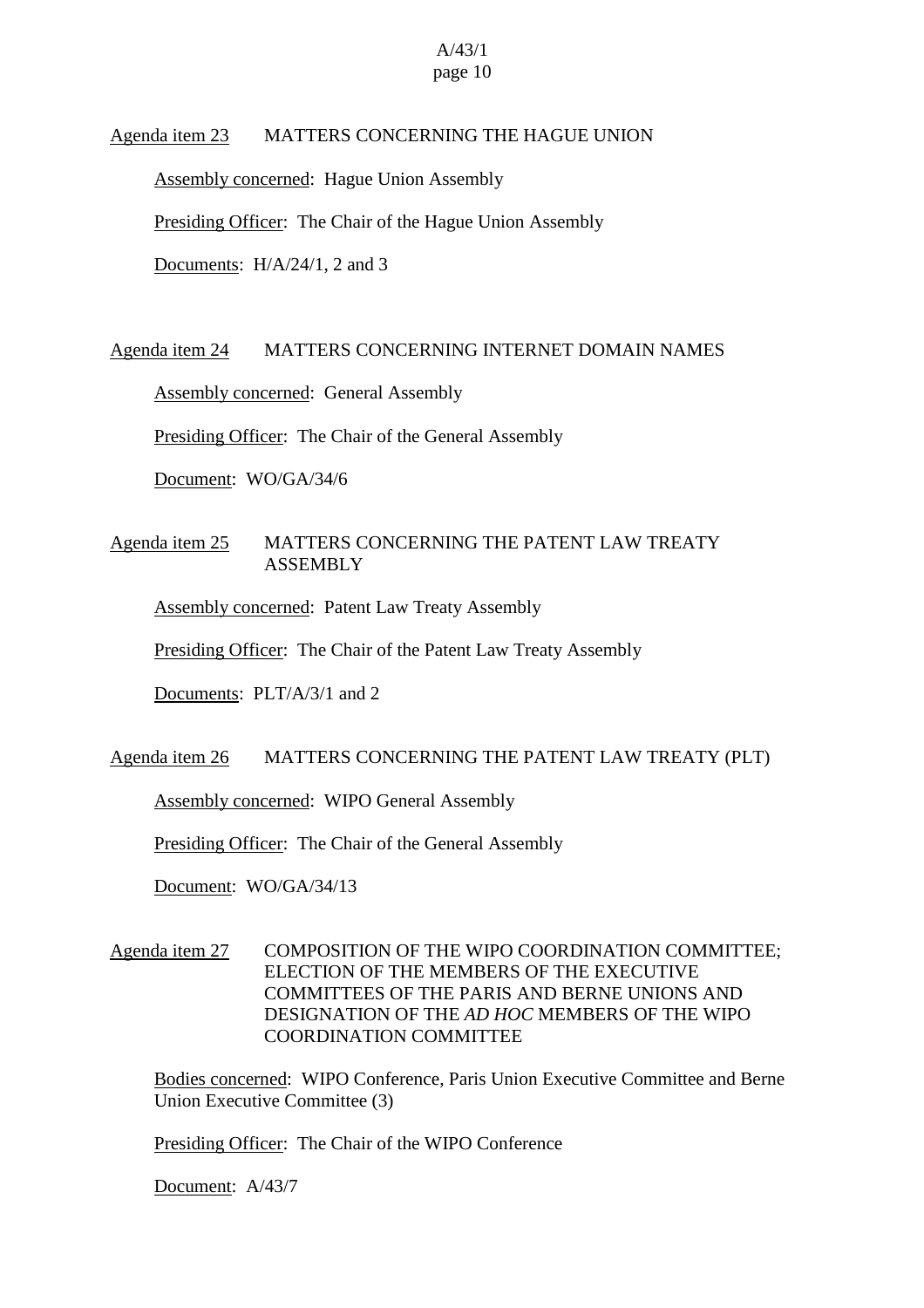Agenda item 23 MATTERS CONCERNING THE HAGUE UNION

Assembly concerned: Hague Union Assembly

Presiding Officer: The Chair of the Hague Union Assembly

Documents: H/A/24/1, 2 and 3

Agenda item 24 MATTERS CONCERNING INTERNET DOMAIN NAMES

Assembly concerned: General Assembly

Presiding Officer: The Chair of the General Assembly

Document: WO/GA/34/6

Agenda item 25 MATTERS CONCERNING THE PATENT LAW TREATY ASSEMBLY

Assembly concerned: Patent Law Treaty Assembly

Presiding Officer: The Chair of the Patent Law Treaty Assembly

Documents: PLT/A/3/1 and 2

Agenda item 26 MATTERS CONCERNING THE PATENT LAW TREATY (PLT)

Assembly concerned: WIPO General Assembly

Presiding Officer: The Chair of the General Assembly

Document: WO/GA/34/13

Agenda item 27 COMPOSITION OF THE WIPO COORDINATION COMMITTEE; ELECTION OF THE MEMBERS OF THE EXECUTIVE COMMITTEES OF THE PARIS AND BERNE UNIONS AND DESIGNATION OF THE *AD HOC* MEMBERS OF THE WIPO COORDINATION COMMITTEE

Bodies concerned: WIPO Conference, Paris Union Executive Committee and Berne Union Executive Committee (3)

Presiding Officer: The Chair of the WIPO Conference

Document: A/43/7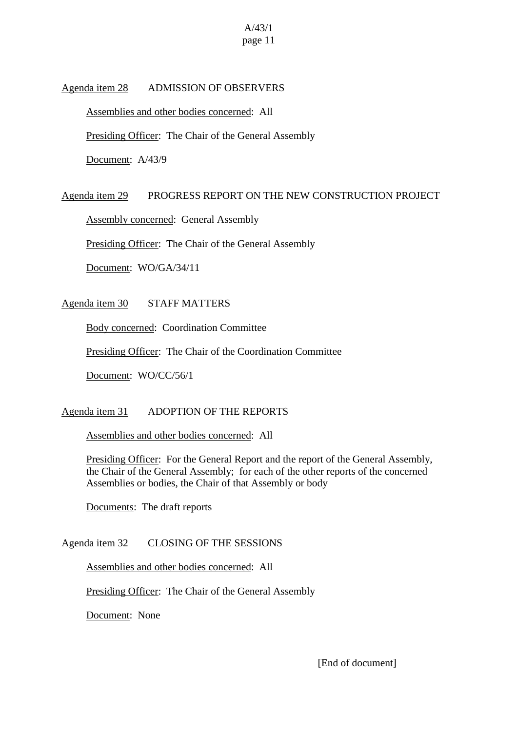Agenda item 28 ADMISSION OF OBSERVERS

Assemblies and other bodies concerned: All

Presiding Officer: The Chair of the General Assembly

Document: A/43/9

Agenda item 29 PROGRESS REPORT ON THE NEW CONSTRUCTION PROJECT

Assembly concerned: General Assembly

Presiding Officer: The Chair of the General Assembly

Document: WO/GA/34/11

Agenda item 30 STAFF MATTERS

Body concerned: Coordination Committee

Presiding Officer: The Chair of the Coordination Committee

Document: WO/CC/56/1

Agenda item 31 ADOPTION OF THE REPORTS

Assemblies and other bodies concerned: All

Presiding Officer: For the General Report and the report of the General Assembly, the Chair of the General Assembly; for each of the other reports of the concerned Assemblies or bodies, the Chair of that Assembly or body

Documents: The draft reports

Agenda item 32 CLOSING OF THE SESSIONS

Assemblies and other bodies concerned: All

Presiding Officer: The Chair of the General Assembly

Document: None

[End of document]